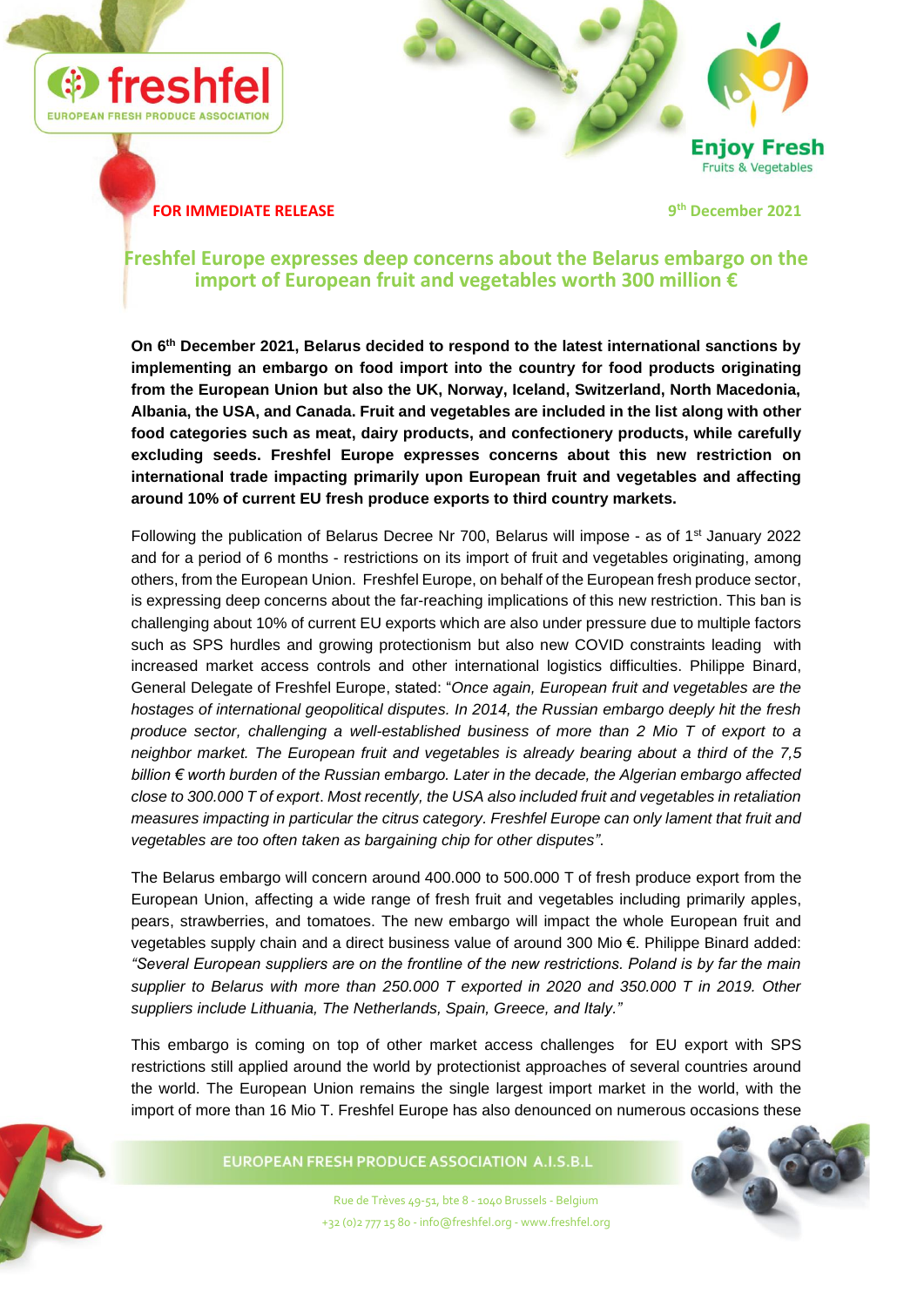**FOR IMMEDIATE RELEASE** 

**9th December 2021**

# Freshfel Europe expresses deep concerns about the Belarus embargo on the import of European fruit and vegetables worth 300 million €

**On 6th December 2021, Belarus decided to respond to the latest international sanctions by implementing an embargo on food import into the country for food products originating from the European Union but also the UK, Norway, Iceland, Switzerland, North Macedonia, Albania, the USA, and Canada. Fruit and vegetables are included in the list along with other food categories such as meat, dairy products, and confectionery products, while carefully excluding seeds. Freshfel Europe expresses concerns about this new restriction on international trade impacting primarily upon European fruit and vegetables and affecting around 10% of current EU fresh produce exports to third country markets.**

Following the publication of Belarus Decree Nr 700, Belarus will impose - as of 1st January 2022 and for a period of 6 months - restrictions on its import of fruit and vegetables originating, among others, from the European Union. Freshfel Europe, on behalf of the European fresh produce sector, is expressing deep concerns about the far-reaching implications of this new restriction. This ban is challenging about 10% of current EU exports which are also under pressure due to multiple factors such as SPS hurdles and growing protectionism but also new COVID constraints leading with increased market access controls and other international logistics difficulties. Philippe Binard, General Delegate of Freshfel Europe, stated: "*Once again, European fruit and vegetables are the hostages of international geopolitical disputes. In 2014, the Russian embargo deeply hit the fresh produce sector, challenging a well-established business of more than 2 Mio T of export to a neighbor market. The European fruit and vegetables is already bearing about a third of the 7,5 billion € worth burden of the Russian embargo. Later in the decade, the Algerian embargo affected close to 300.000 T of export*. *Most recently, the USA also included fruit and vegetables in retaliation measures impacting in particular the citrus category. Freshfel Europe can only lament that fruit and vegetables are too often taken as bargaining chip for other disputes"*.

The Belarus embargo will concern around 400.000 to 500.000 T of fresh produce export from the European Union, affecting a wide range of fresh fruit and vegetables including primarily apples, pears, strawberries, and tomatoes. The new embargo will impact the whole European fruit and vegetables supply chain and a direct business value of around 300 Mio €. Philippe Binard added: *"Several European suppliers are on the frontline of the new restrictions. Poland is by far the main supplier to Belarus with more than 250.000 T exported in 2020 and 350.000 T in 2019. Other suppliers include Lithuania, The Netherlands, Spain, Greece, and Italy."*

This embargo is coming on top of other market access challenges for EU export with SPS restrictions still applied around the world by protectionist approaches of several countries around the world. The European Union remains the single largest import market in the world, with the import of more than 16 Mio T. Freshfel Europe has also denounced on numerous occasions these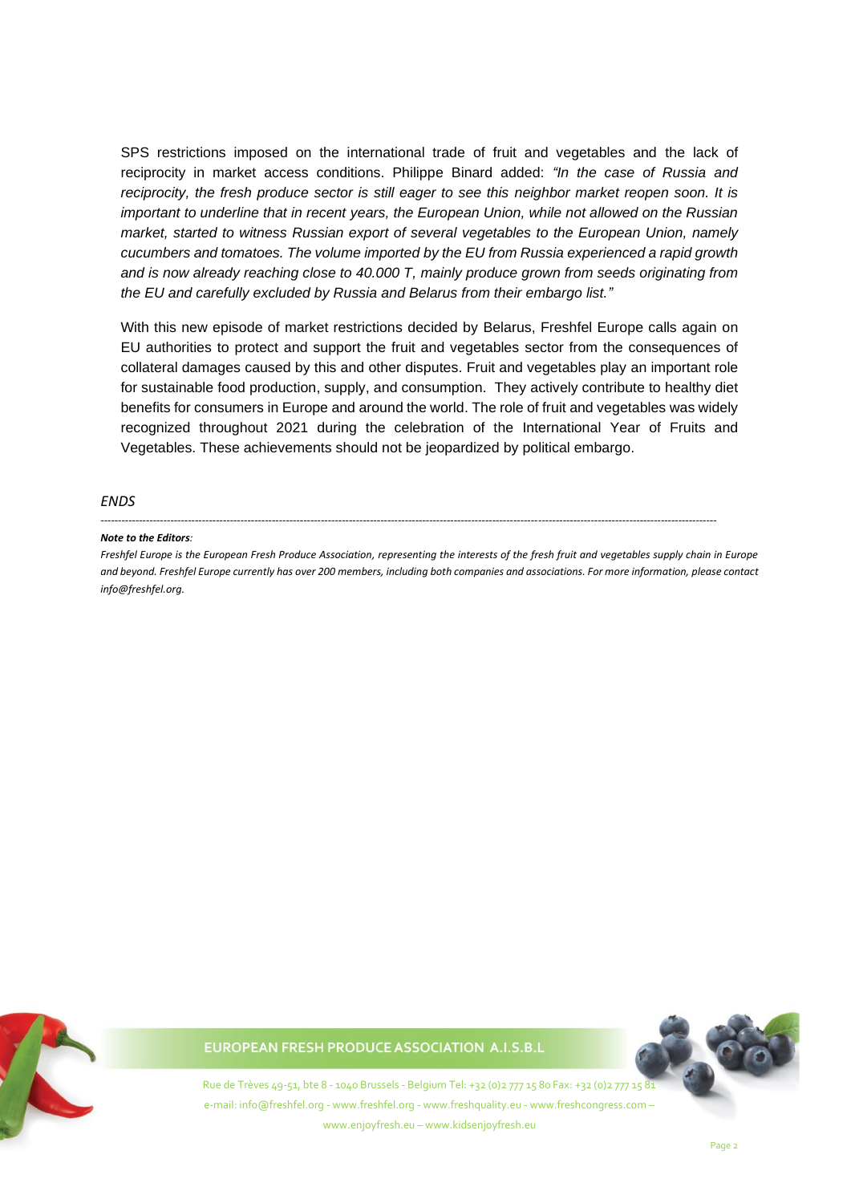SPS restrictions imposed on the international trade of fruit and vegetables and the lack of reciprocity in market access conditions. Philippe Binard added: *"In the case of Russia and reciprocity, the fresh produce sector is still eager to see this neighbor market reopen soon. It is important to underline that in recent years, the European Union, while not allowed on the Russian market, started to witness Russian export of several vegetables to the European Union, namely cucumbers and tomatoes. The volume imported by the EU from Russia experienced a rapid growth and is now already reaching close to 40.000 T, mainly produce grown from seeds originating from the EU and carefully excluded by Russia and Belarus from their embargo list."*

With this new episode of market restrictions decided by Belarus, Freshfel Europe calls again on EU authorities to protect and support the fruit and vegetables sector from the consequences of collateral damages caused by this and other disputes. Fruit and vegetables play an important role for sustainable food production, supply, and consumption. They actively contribute to healthy diet benefits for consumers in Europe and around the world. The role of fruit and vegetables was widely recognized throughout 2021 during the celebration of the International Year of Fruits and Vegetables. These achievements should not be jeopardized by political embargo.

*ENDS*

---

***Note to the Editors**:*

*Freshfel Europe is the European Fresh Produce Association, representing the interests of the fresh fruit and vegetables supply chain in Europe and beyond. Freshfel Europe currently has over 200 members, including both companies and associations. For more information, please contact info@freshfel.org.*

**EUROPEAN FRESH PRODUCE ASSOCIATION A.I.S.B.L**

Rue de Trèves 49-51, bte 8 - 1040 Brussels - Belgium Tel: +32 (0)2 777 15 80 Fax: +32 (0)2 777 15 81
e-mail: info@freshfel.org - www.freshfel.org - www.freshquality.eu - www.freshcongress.com – www.enjoyfresh.eu – www.kidsenjoyfresh.eu